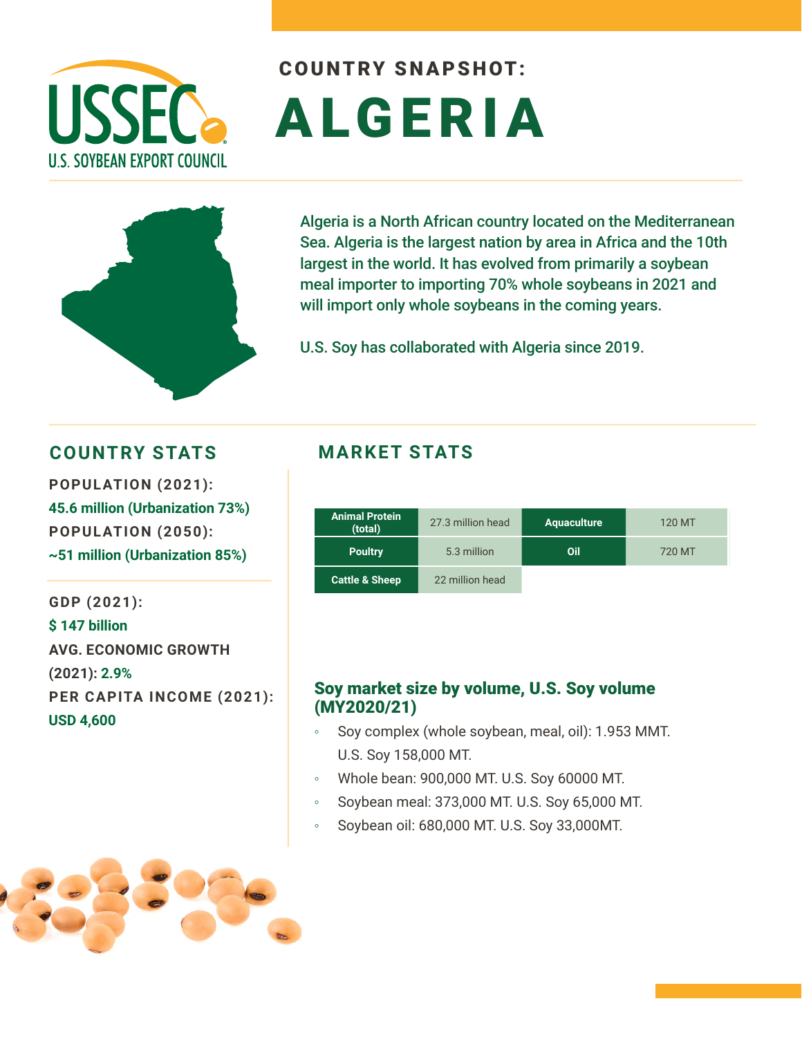USSEC
U.S. SOYBEAN EXPORT COUNCIL

## COUNTRY SNAPSHOT:

# ALGERIA

Algeria is a North African country located on the Mediterranean Sea. Algeria is the largest nation by area in Africa and the 10th largest in the world. It has evolved from primarily a soybean meal importer to importing 70% whole soybeans in 2021 and will import only whole soybeans in the coming years.

U.S. Soy has collaborated with Algeria since 2019.

## COUNTRY STATS

**POPULATION (2021):**
45.6 million (Urbanization 73%)

**POPULATION (2050):**
~51 million (Urbanization 85%)

**GDP (2021):**
$ 147 billion

**AVG. ECONOMIC GROWTH (2021):** 2.9%

**PER CAPITA INCOME (2021):**
USD 4,600

## MARKET STATS

| Animal Protein (total) | 27.3 million head | Aquaculture | 120 MT |
|---|---|---|---|
| Poultry | 5.3 million | Oil | 720 MT |
| Cattle & Sheep | 22 million head | | |

### Soy market size by volume, U.S. Soy volume (MY2020/21)

- Soy complex (whole soybean, meal, oil): 1.953 MMT. U.S. Soy 158,000 MT.
- Whole bean: 900,000 MT. U.S. Soy 60000 MT.
- Soybean meal: 373,000 MT. U.S. Soy 65,000 MT.
- Soybean oil: 680,000 MT. U.S. Soy 33,000MT.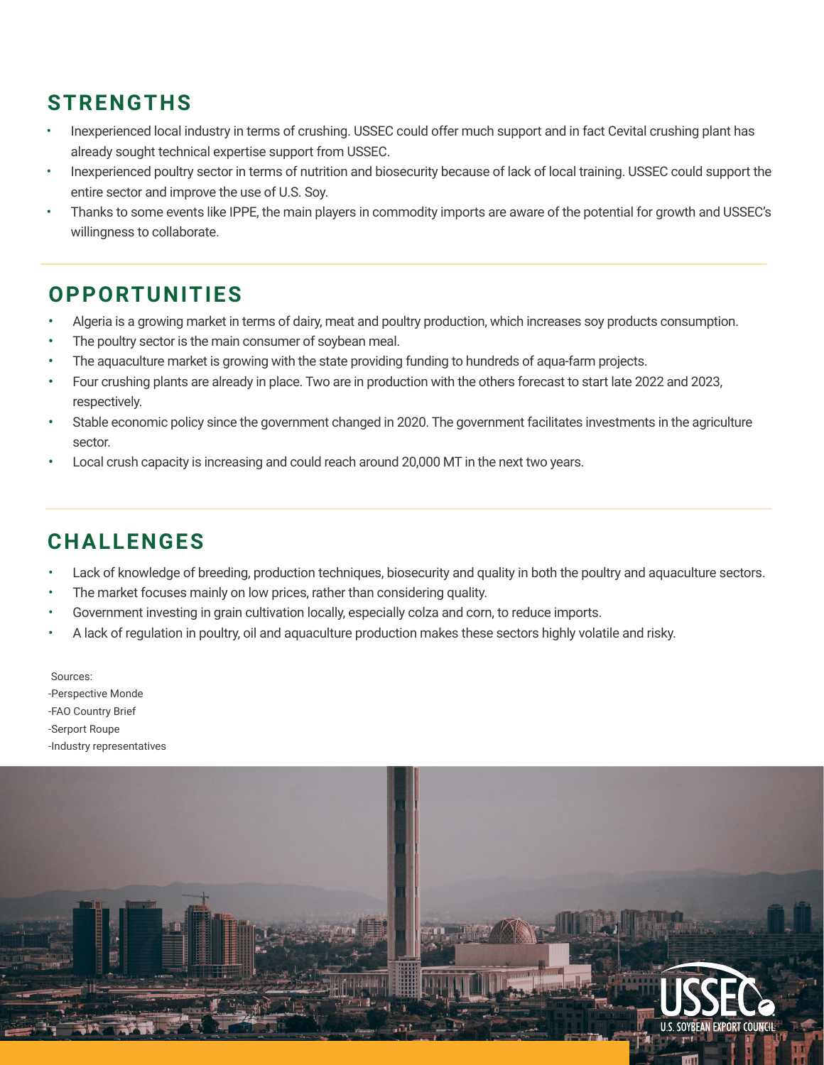## STRENGTHS

- Inexperienced local industry in terms of crushing. USSEC could offer much support and in fact Cevital crushing plant has already sought technical expertise support from USSEC.
- Inexperienced poultry sector in terms of nutrition and biosecurity because of lack of local training. USSEC could support the entire sector and improve the use of U.S. Soy.
- Thanks to some events like IPPE, the main players in commodity imports are aware of the potential for growth and USSEC's willingness to collaborate.

## OPPORTUNITIES

- Algeria is a growing market in terms of dairy, meat and poultry production, which increases soy products consumption.
- The poultry sector is the main consumer of soybean meal.
- The aquaculture market is growing with the state providing funding to hundreds of aqua-farm projects.
- Four crushing plants are already in place. Two are in production with the others forecast to start late 2022 and 2023, respectively.
- Stable economic policy since the government changed in 2020. The government facilitates investments in the agriculture sector.
- Local crush capacity is increasing and could reach around 20,000 MT in the next two years.

## CHALLENGES

- Lack of knowledge of breeding, production techniques, biosecurity and quality in both the poultry and aquaculture sectors.
- The market focuses mainly on low prices, rather than considering quality.
- Government investing in grain cultivation locally, especially colza and corn, to reduce imports.
- A lack of regulation in poultry, oil and aquaculture production makes these sectors highly volatile and risky.

Sources:
-Perspective Monde
-FAO Country Brief
-Serport Roupe
-Industry representatives